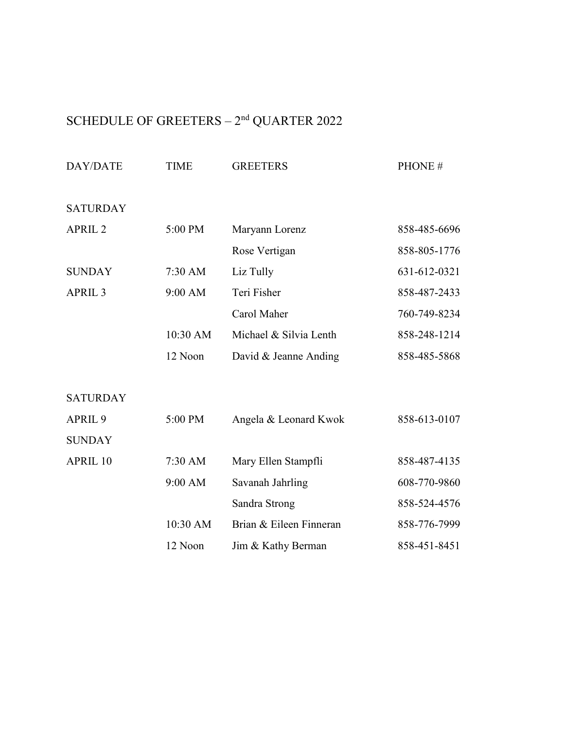# SCHEDULE OF GREETERS – 2nd QUARTER 2022

| DAY/DATE | TIME | GREETERS | PHONE # |
| --- | --- | --- | --- |
| SATURDAY | | | |
| APRIL 2 | 5:00 PM | Maryann Lorenz | 858-485-6696 |
| | | Rose Vertigan | 858-805-1776 |
| SUNDAY | 7:30 AM | Liz Tully | 631-612-0321 |
| APRIL 3 | 9:00 AM | Teri Fisher | 858-487-2433 |
| | | Carol Maher | 760-749-8234 |
| | 10:30 AM | Michael & Silvia Lenth | 858-248-1214 |
| | 12 Noon | David & Jeanne Anding | 858-485-5868 |
| | | | |
| SATURDAY | | | |
| APRIL 9 | 5:00 PM | Angela & Leonard Kwok | 858-613-0107 |
| SUNDAY | | | |
| APRIL 10 | 7:30 AM | Mary Ellen Stampfli | 858-487-4135 |
| | 9:00 AM | Savanah Jahrling | 608-770-9860 |
| | | Sandra Strong | 858-524-4576 |
| | 10:30 AM | Brian & Eileen Finneran | 858-776-7999 |
| | 12 Noon | Jim & Kathy Berman | 858-451-8451 |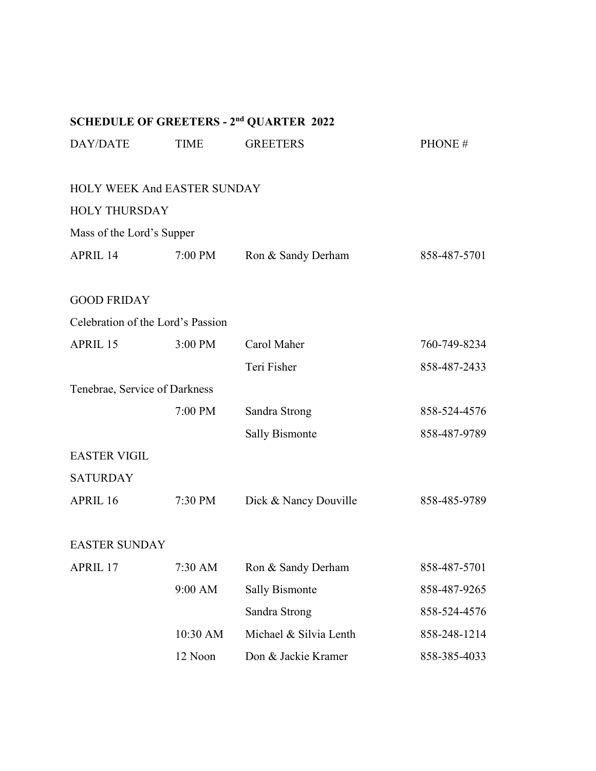## SCHEDULE OF GREETERS - 2nd QUARTER 2022

| DAY/DATE | TIME | GREETERS | PHONE # |
| --- | --- | --- | --- |
| HOLY WEEK And EASTER SUNDAY | | | |
| HOLY THURSDAY | | | |
| Mass of the Lord's Supper | | | |
| APRIL 14 | 7:00 PM | Ron & Sandy Derham | 858-487-5701 |
| | | | |
| GOOD FRIDAY | | | |
| Celebration of the Lord's Passion | | | |
| APRIL 15 | 3:00 PM | Carol Maher | 760-749-8234 |
| | | Teri Fisher | 858-487-2433 |
| Tenebrae, Service of Darkness | | | |
| | 7:00 PM | Sandra Strong | 858-524-4576 |
| | | Sally Bismonte | 858-487-9789 |
| EASTER VIGIL | | | |
| SATURDAY | | | |
| APRIL 16 | 7:30 PM | Dick & Nancy Douville | 858-485-9789 |
| | | | |
| EASTER SUNDAY | | | |
| APRIL 17 | 7:30 AM | Ron & Sandy Derham | 858-487-5701 |
| | 9:00 AM | Sally Bismonte | 858-487-9265 |
| | | Sandra Strong | 858-524-4576 |
| | 10:30 AM | Michael & Silvia Lenth | 858-248-1214 |
| | 12 Noon | Don & Jackie Kramer | 858-385-4033 |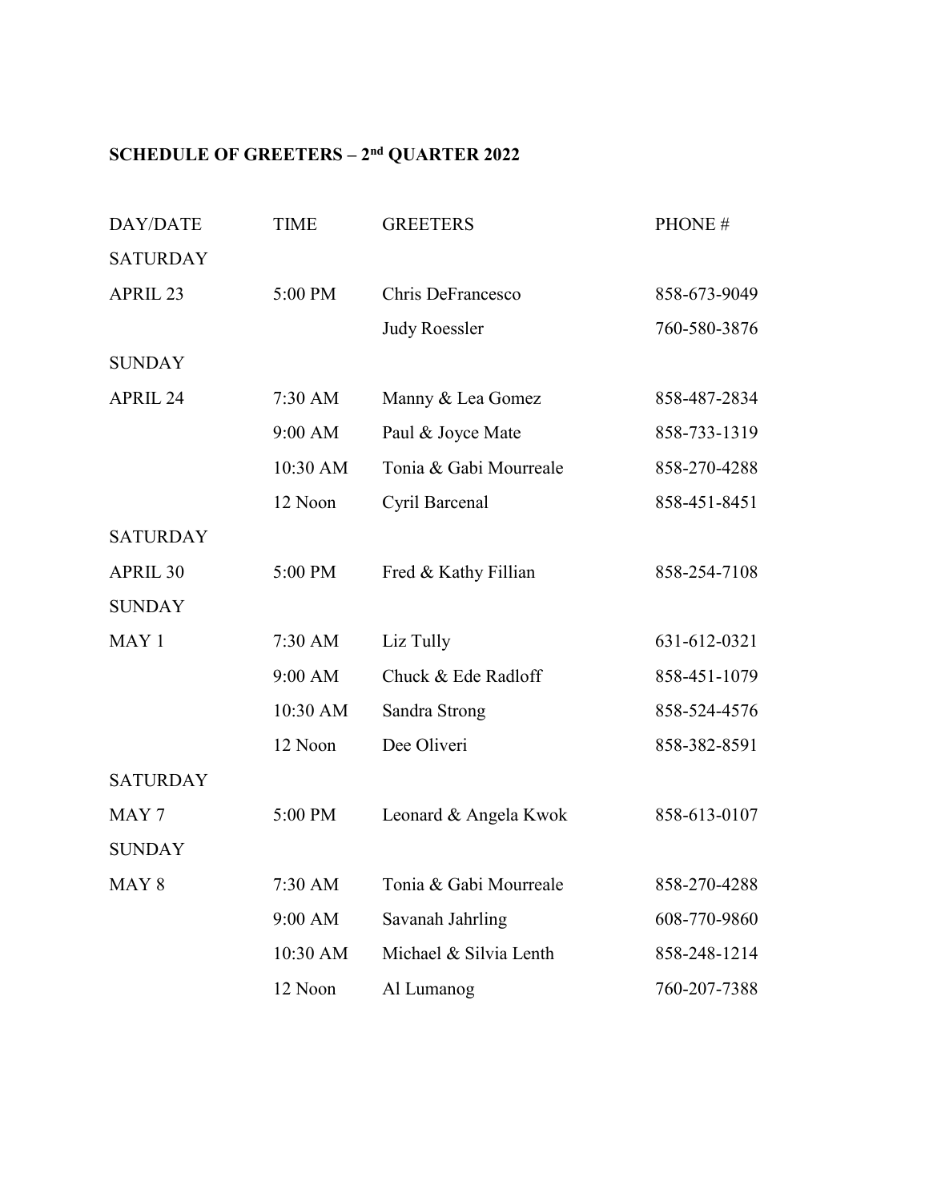**SCHEDULE OF GREETERS – 2nd QUARTER 2022**

| DAY/DATE | TIME | GREETERS | PHONE # |
|---|---|---|---|
| SATURDAY | | | |
| APRIL 23 | 5:00 PM | Chris DeFrancesco | 858-673-9049 |
| | | Judy Roessler | 760-580-3876 |
| SUNDAY | | | |
| APRIL 24 | 7:30 AM | Manny & Lea Gomez | 858-487-2834 |
| | 9:00 AM | Paul & Joyce Mate | 858-733-1319 |
| | 10:30 AM | Tonia & Gabi Mourreale | 858-270-4288 |
| | 12 Noon | Cyril Barcenal | 858-451-8451 |
| SATURDAY | | | |
| APRIL 30 | 5:00 PM | Fred & Kathy Fillian | 858-254-7108 |
| SUNDAY | | | |
| MAY 1 | 7:30 AM | Liz Tully | 631-612-0321 |
| | 9:00 AM | Chuck & Ede Radloff | 858-451-1079 |
| | 10:30 AM | Sandra Strong | 858-524-4576 |
| | 12 Noon | Dee Oliveri | 858-382-8591 |
| SATURDAY | | | |
| MAY 7 | 5:00 PM | Leonard & Angela Kwok | 858-613-0107 |
| SUNDAY | | | |
| MAY 8 | 7:30 AM | Tonia & Gabi Mourreale | 858-270-4288 |
| | 9:00 AM | Savanah Jahrling | 608-770-9860 |
| | 10:30 AM | Michael & Silvia Lenth | 858-248-1214 |
| | 12 Noon | Al Lumanog | 760-207-7388 |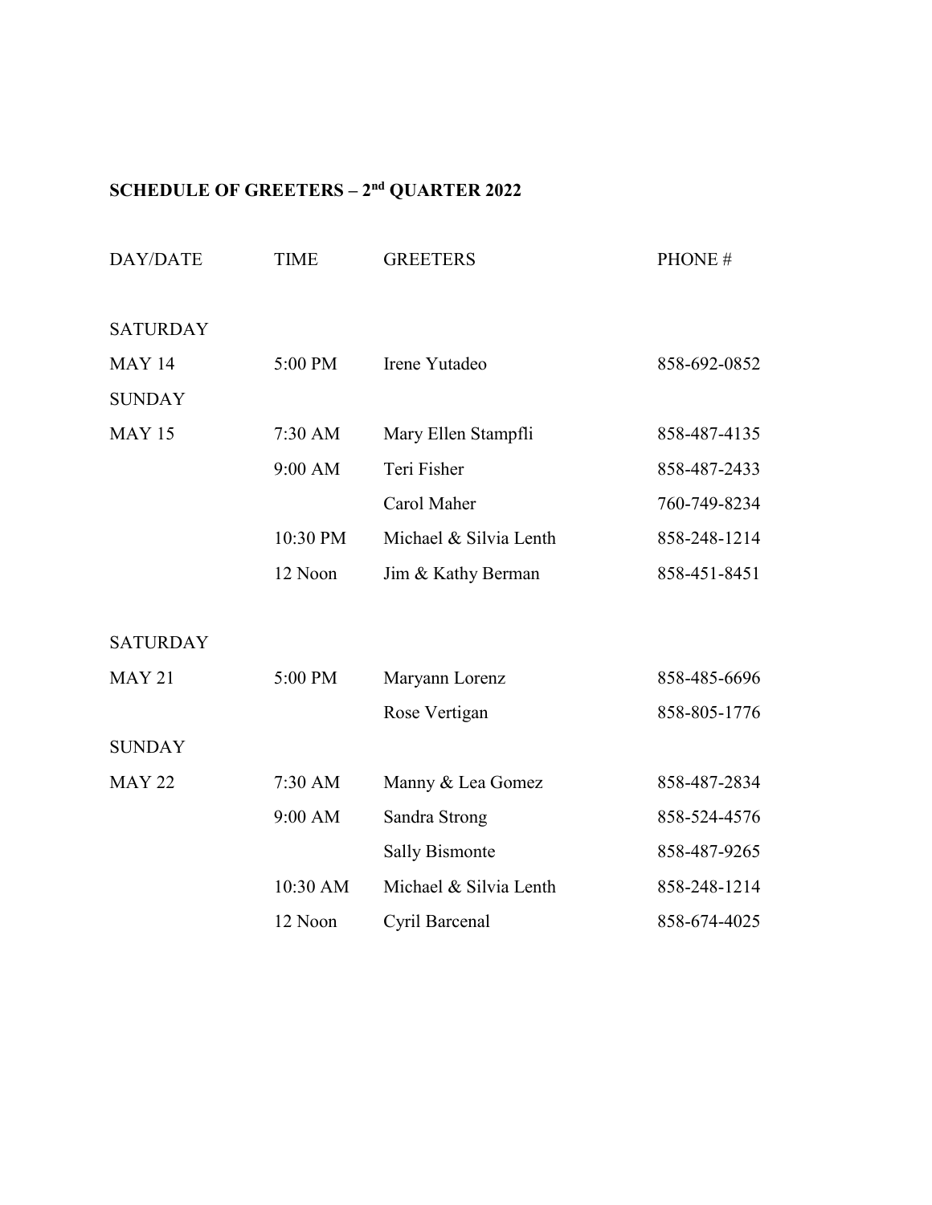**SCHEDULE OF GREETERS – 2nd QUARTER 2022**

| DAY/DATE | TIME | GREETERS | PHONE # |
|---|---|---|---|
| SATURDAY | | | |
| MAY 14 | 5:00 PM | Irene Yutadeo | 858-692-0852 |
| SUNDAY | | | |
| MAY 15 | 7:30 AM | Mary Ellen Stampfli | 858-487-4135 |
| | 9:00 AM | Teri Fisher | 858-487-2433 |
| | | Carol Maher | 760-749-8234 |
| | 10:30 PM | Michael & Silvia Lenth | 858-248-1214 |
| | 12 Noon | Jim & Kathy Berman | 858-451-8451 |
| | | | |
| SATURDAY | | | |
| MAY 21 | 5:00 PM | Maryann Lorenz | 858-485-6696 |
| | | Rose Vertigan | 858-805-1776 |
| SUNDAY | | | |
| MAY 22 | 7:30 AM | Manny & Lea Gomez | 858-487-2834 |
| | 9:00 AM | Sandra Strong | 858-524-4576 |
| | | Sally Bismonte | 858-487-9265 |
| | 10:30 AM | Michael & Silvia Lenth | 858-248-1214 |
| | 12 Noon | Cyril Barcenal | 858-674-4025 |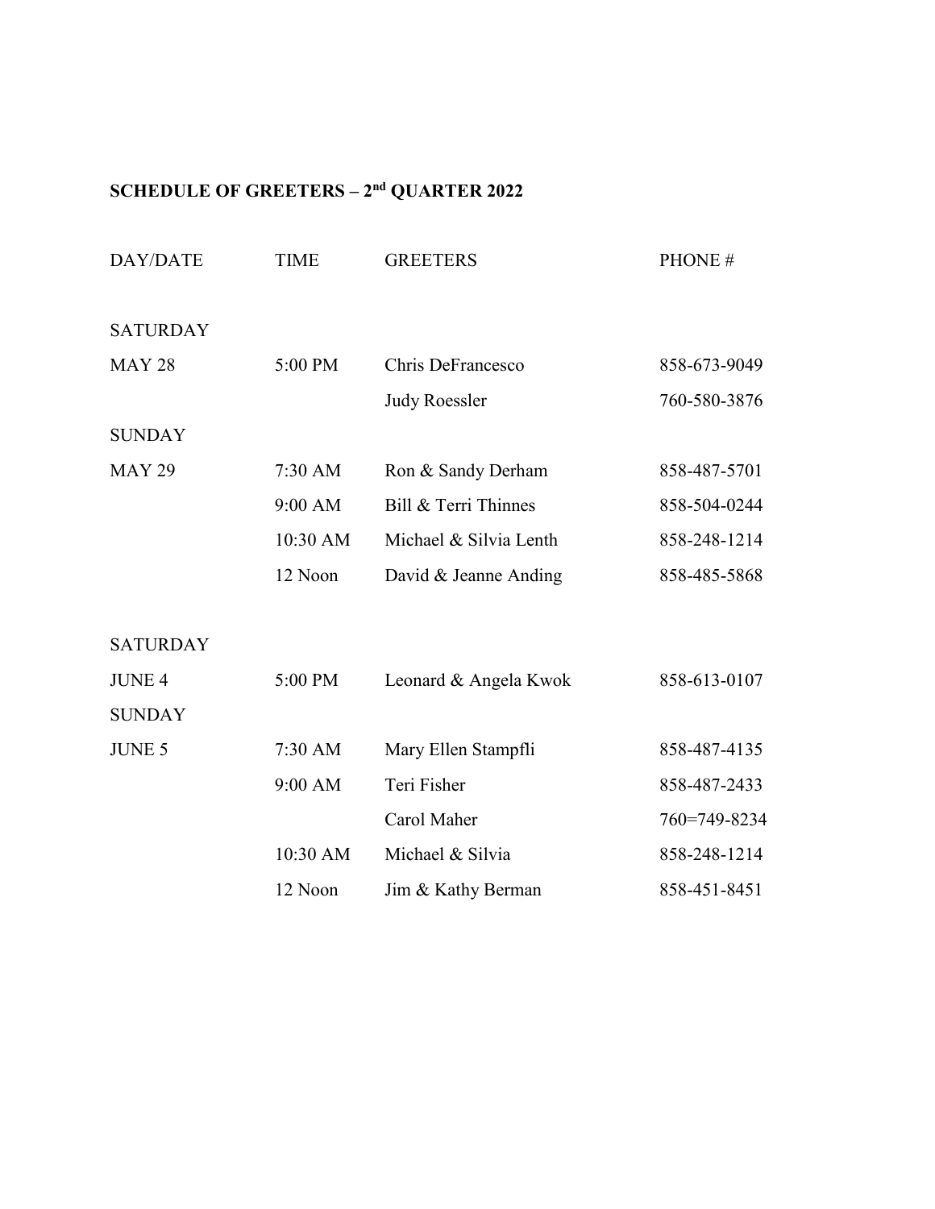## SCHEDULE OF GREETERS – 2nd QUARTER 2022

| DAY/DATE | TIME | GREETERS | PHONE # |
|---|---|---|---|
| SATURDAY | | | |
| MAY 28 | 5:00 PM | Chris DeFrancesco | 858-673-9049 |
| | | Judy Roessler | 760-580-3876 |
| SUNDAY | | | |
| MAY 29 | 7:30 AM | Ron & Sandy Derham | 858-487-5701 |
| | 9:00 AM | Bill & Terri Thinnes | 858-504-0244 |
| | 10:30 AM | Michael & Silvia Lenth | 858-248-1214 |
| | 12 Noon | David & Jeanne Anding | 858-485-5868 |
| SATURDAY | | | |
| JUNE 4 | 5:00 PM | Leonard & Angela Kwok | 858-613-0107 |
| SUNDAY | | | |
| JUNE 5 | 7:30 AM | Mary Ellen Stampfli | 858-487-4135 |
| | 9:00 AM | Teri Fisher | 858-487-2433 |
| | | Carol Maher | 760=749-8234 |
| | 10:30 AM | Michael & Silvia | 858-248-1214 |
| | 12 Noon | Jim & Kathy Berman | 858-451-8451 |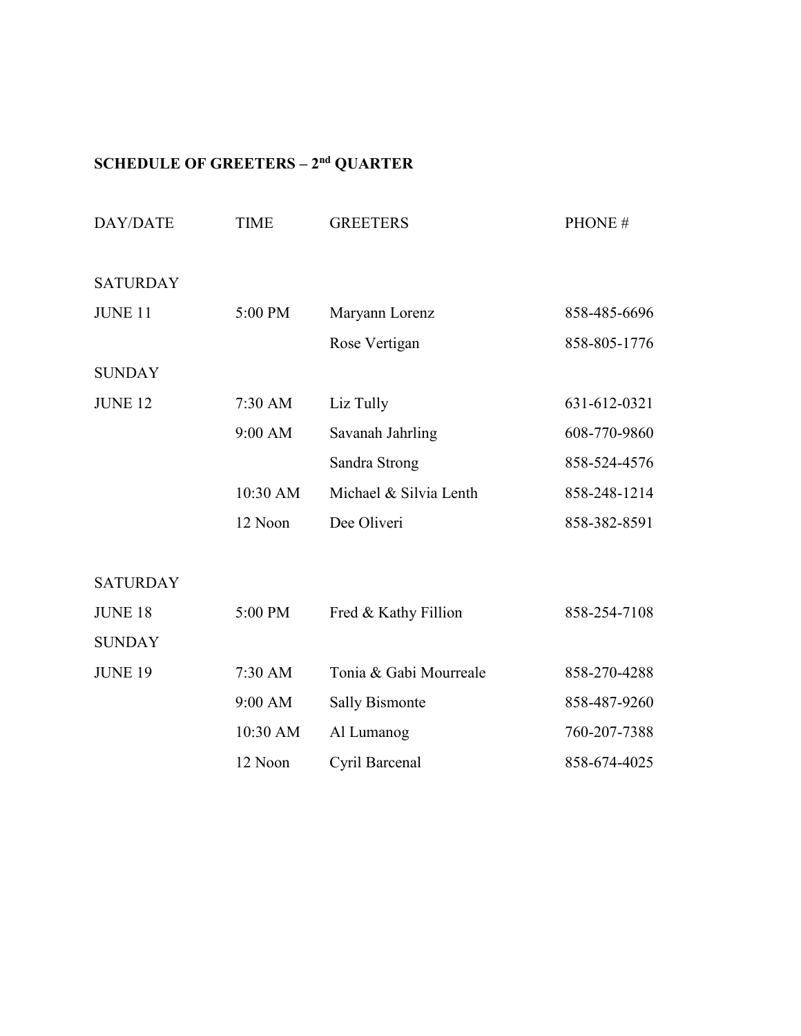## SCHEDULE OF GREETERS – $2^{nd}$ QUARTER

| DAY/DATE | TIME | GREETERS | PHONE # |
|---|---|---|---|
| SATURDAY | | | |
| JUNE 11 | 5:00 PM | Maryann Lorenz | 858-485-6696 |
| | | Rose Vertigan | 858-805-1776 |
| SUNDAY | | | |
| JUNE 12 | 7:30 AM | Liz Tully | 631-612-0321 |
| | 9:00 AM | Savanah Jahrling | 608-770-9860 |
| | | Sandra Strong | 858-524-4576 |
| | 10:30 AM | Michael & Silvia Lenth | 858-248-1214 |
| | 12 Noon | Dee Oliveri | 858-382-8591 |
| SATURDAY | | | |
| JUNE 18 | 5:00 PM | Fred & Kathy Fillion | 858-254-7108 |
| SUNDAY | | | |
| JUNE 19 | 7:30 AM | Tonia & Gabi Mourreale | 858-270-4288 |
| | 9:00 AM | Sally Bismonte | 858-487-9260 |
| | 10:30 AM | Al Lumanog | 760-207-7388 |
| | 12 Noon | Cyril Barcenal | 858-674-4025 |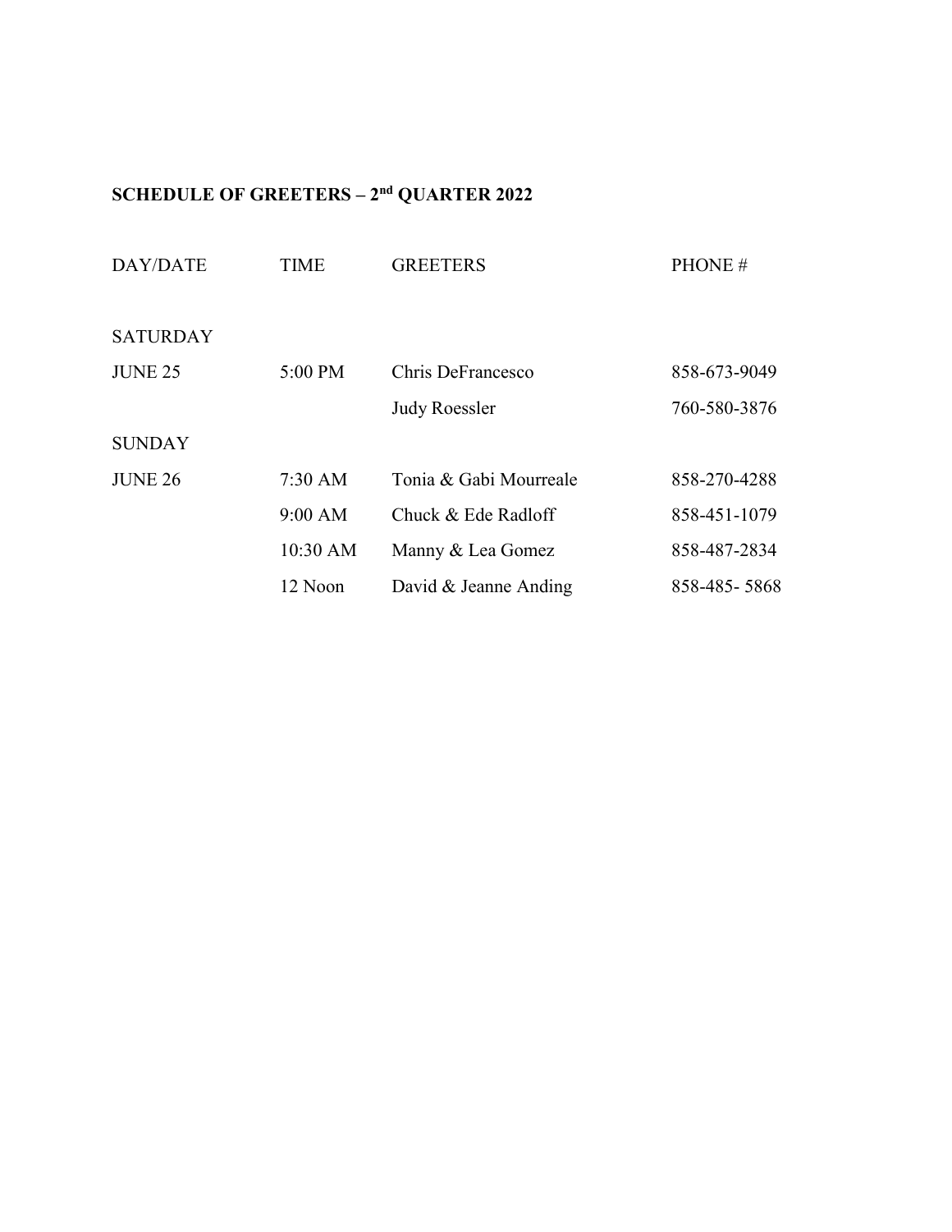**SCHEDULE OF GREETERS – 2nd QUARTER 2022**

| DAY/DATE | TIME | GREETERS | PHONE # |
|---|---|---|---|
| SATURDAY | | | |
| JUNE 25 | 5:00 PM | Chris DeFrancesco | 858-673-9049 |
| | | Judy Roessler | 760-580-3876 |
| SUNDAY | | | |
| JUNE 26 | 7:30 AM | Tonia & Gabi Mourreale | 858-270-4288 |
| | 9:00 AM | Chuck & Ede Radloff | 858-451-1079 |
| | 10:30 AM | Manny & Lea Gomez | 858-487-2834 |
| | 12 Noon | David & Jeanne Anding | 858-485- 5868 |